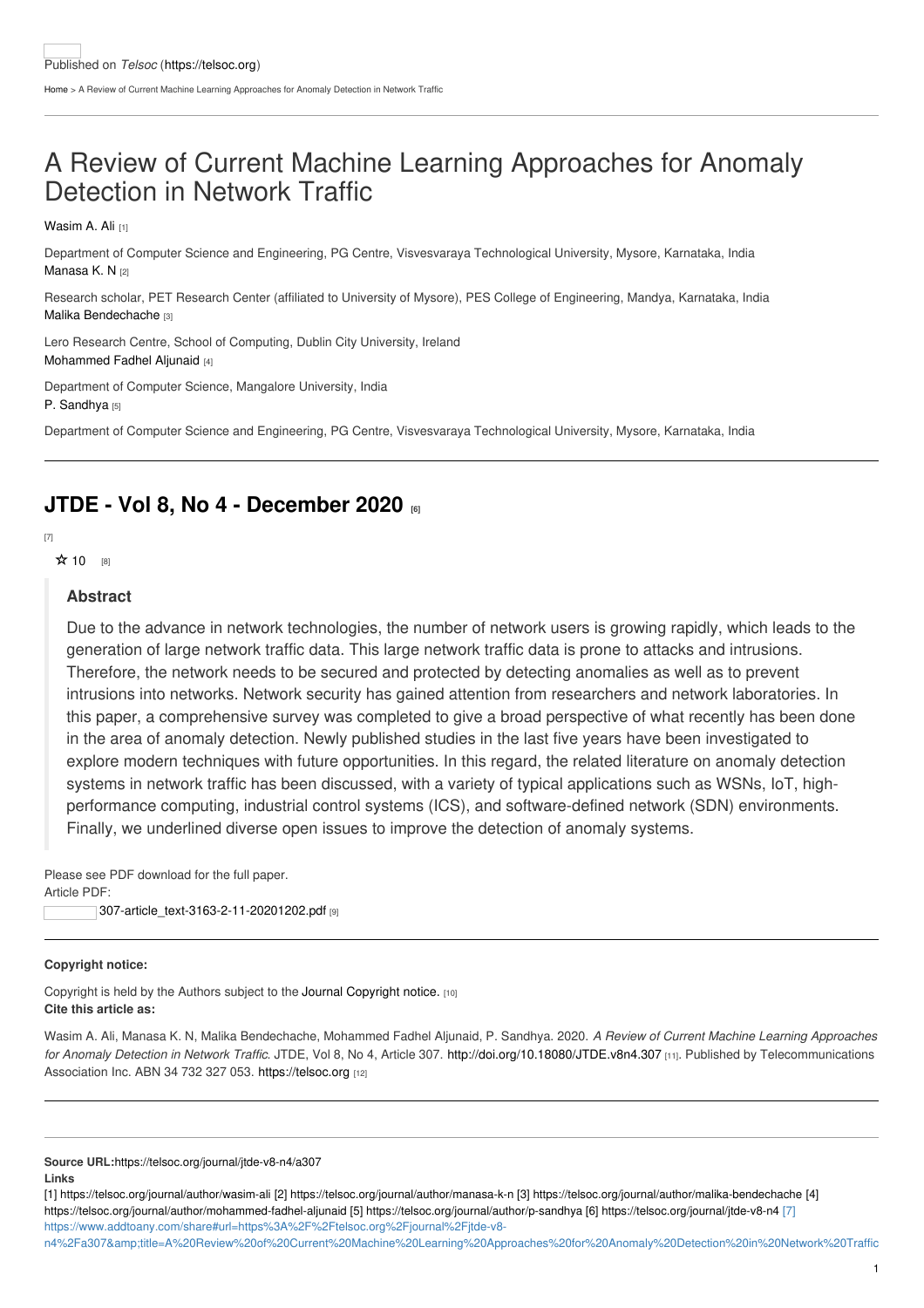Published on *Telsoc* (https://telsoc.org)

Home > A Review of Current Machine Learning Approaches for Anomaly Detection in Network Traffic

# A Review of Current Machine Learning Approaches for Anomaly Detection in Network Traffic

Wasim A. Ali [1]

Department of Computer Science and Engineering, PG Centre, Visvesvaraya Technological University, Mysore, Karnataka, India

Manasa K. N [2]

Research scholar, PET Research Center (affiliated to University of Mysore), PES College of Engineering, Mandya, Karnataka, India

Malika Bendechache [3]

Lero Research Centre, School of Computing, Dublin City University, Ireland

Mohammed Fadhel Aljunaid [4]

Department of Computer Science, Mangalore University, India

P. Sandhya [5]

Department of Computer Science and Engineering, PG Centre, Visvesvaraya Technological University, Mysore, Karnataka, India

## JTDE - Vol 8, No 4 - December 2020 [6]

[7]

☆ 10 [8]

### Abstract

Due to the advance in network technologies, the number of network users is growing rapidly, which leads to the generation of large network traffic data. This large network traffic data is prone to attacks and intrusions. Therefore, the network needs to be secured and protected by detecting anomalies as well as to prevent intrusions into networks. Network security has gained attention from researchers and network laboratories. In this paper, a comprehensive survey was completed to give a broad perspective of what recently has been done in the area of anomaly detection. Newly published studies in the last five years have been investigated to explore modern techniques with future opportunities. In this regard, the related literature on anomaly detection systems in network traffic has been discussed, with a variety of typical applications such as WSNs, IoT, high-performance computing, industrial control systems (ICS), and software-defined network (SDN) environments. Finally, we underlined diverse open issues to improve the detection of anomaly systems.

Please see PDF download for the full paper.

Article PDF:

307-article_text-3163-2-11-20201202.pdf [9]

**Copyright notice:**

Copyright is held by the Authors subject to the Journal Copyright notice. [10]

**Cite this article as:**

Wasim A. Ali, Manasa K. N, Malika Bendechache, Mohammed Fadhel Aljunaid, P. Sandhya. 2020. *A Review of Current Machine Learning Approaches for Anomaly Detection in Network Traffic*. JTDE, Vol 8, No 4, Article 307. http://doi.org/10.18080/JTDE.v8n4.307 [11]. Published by Telecommunications Association Inc. ABN 34 732 327 053. https://telsoc.org [12]

**Source URL:** https://telsoc.org/journal/jtde-v8-n4/a307

**Links**

[1] https://telsoc.org/journal/author/wasim-ali [2] https://telsoc.org/journal/author/manasa-k-n [3] https://telsoc.org/journal/author/malika-bendechache [4] https://telsoc.org/journal/author/mohammed-fadhel-aljunaid [5] https://telsoc.org/journal/author/p-sandhya [6] https://telsoc.org/journal/jtde-v8-n4 [7] https://www.addtoany.com/share#url=https%3A%2F%2Ftelsoc.org%2Fjournal%2Fjtde-v8-n4%2Fa307&amp;title=A%20Review%20of%20Current%20Machine%20Learning%20Approaches%20for%20Anomaly%20Detection%20in%20Network%20Traffic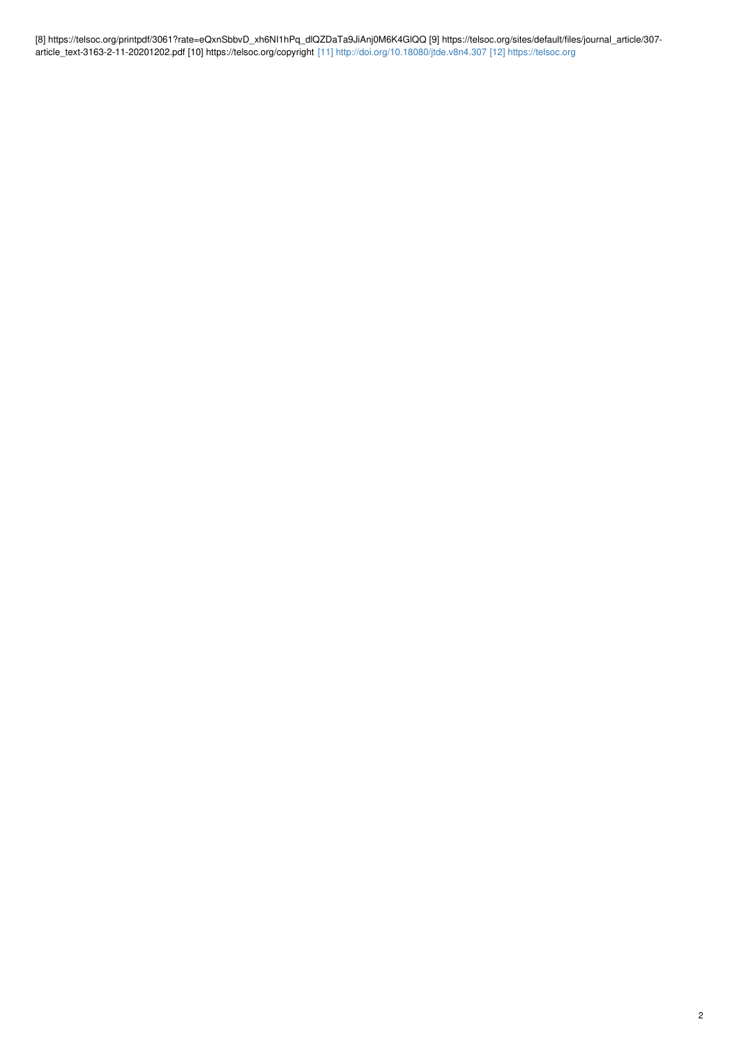[8] https://telsoc.org/printpdf/3061?rate=eQxnSbbvD_xh6NI1hPq_dlQZDaTa9JiAnj0M6K4GlQQ [9] https://telsoc.org/sites/default/files/journal_article/307-article_text-3163-2-11-20201202.pdf [10] https://telsoc.org/copyright [11] http://doi.org/10.18080/jtde.v8n4.307 [12] https://telsoc.org